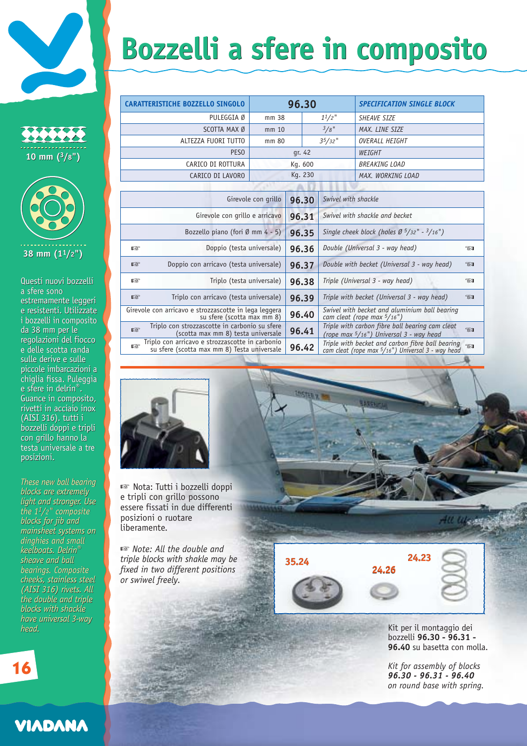# Bozzelli a sfere in composito

10 mm ($^3/_8$")

38 mm ($1^1/_2$")

Questi nuovi bozzelli a sfere sono estremamente leggeri e resistenti. Utilizzate i bozzelli in composito da 38 mm per le regolazioni del fiocco e delle scotta randa sulle derive e sulle piccole imbarcazioni a chiglia fissa. Puleggia e sfere in delrin®. Guance in composito, rivetti in acciaio inox (AISI 316). tutti i bozzelli doppi e tripli con grillo hanno la testa universale a tre posizioni.

*These new ball bearing blocks are extremely light and stronger. Use the $1^1/_2$" composite blocks for jib and mainsheet systems on dinghies and small keelboats. Delrin® sheave and ball bearings. Composite cheeks, stainless steel (AISI 316) rivets. All the double and triple blocks with shackle have universal 3-way head.*

| CARATTERISTICHE BOZZELLO SINGOLO | 96.30 | | *SPECIFICATION SINGLE BLOCK* |
|---|---|---|---|
| PULEGGIA Ø | mm 38 | $1^1/_2$" | *SHEAVE SIZE* |
| SCOTTA MAX Ø | mm 10 | $^3/_8$" | *MAX. LINE SIZE* |
| ALTEZZA FUORI TUTTO | mm 80 | $3^5/_{32}$" | *OVERALL HEIGHT* |
| PESO | gr. 42 | | *WEIGHT* |
| CARICO DI ROTTURA | Kg. 600 | | *BREAKING LOAD* |
| CARICO DI LAVORO | Kg. 230 | | *MAX. WORKING LOAD* |

| Descrizione | Codice | Description |
|---|---|---|
| Girevole con grillo | **96.30** | *Swivel with shackle* |
| Girevole con grillo e arricavo | **96.31** | *Swivel with shackle and becket* |
| Bozzello piano (fori Ø mm 4 - 5) | **96.35** | *Single cheek block (holes Ø $^5/_{32}$" - $^3/_{16}$")* |
| ☞ Doppio (testa universale) | **96.36** | *Double (Universal 3 - way head)* ☜ |
| ☞ Doppio con arricavo (testa universale) | **96.37** | *Double with becket (Universal 3 - way head)* ☜ |
| ☞ Triplo (testa universale) | **96.38** | *Triple (Universal 3 - way head)* ☜ |
| ☞ Triplo con arricavo (testa universale) | **96.39** | *Triple with becket (Universal 3 - way head)* ☜ |
| Girevole con arricavo e strozzascotte in lega leggera su sfere (scotta max mm 8) | **96.40** | *Swivel with becket and aluminium ball bearing cam cleat (rope max $^5/_{16}$")* |
| ☞ Triplo con strozzascotte in carbonio su sfere (scotta max mm 8) testa universale | **96.41** | *Triple with carbon fibre ball bearing cam cleat (rope max $^5/_{16}$") Universal 3 - way head* ☜ |
| ☞ Triplo con arricavo e strozzascotte in carbonio su sfere (scotta max mm 8) Testa universale | **96.42** | *Triple with becket and carbon fibre ball bearing cam cleat (rope max $^5/_{16}$") Universal 3 - way head* ☜ |

☞ Nota: Tutti i bozzelli doppi e tripli con grillo possono essere fissati in due differenti posizioni o ruotare liberamente.

☞ *Note: All the double and triple blocks with shakle may be fixed in two different positions or swivel freely.*

35.24 — 24.26 — 24.23

Kit per il montaggio dei bozzelli **96.30 - 96.31 - 96.40** su basetta con molla.

*Kit for assembly of blocks* ***96.30 - 96.31 - 96.40*** *on round base with spring.*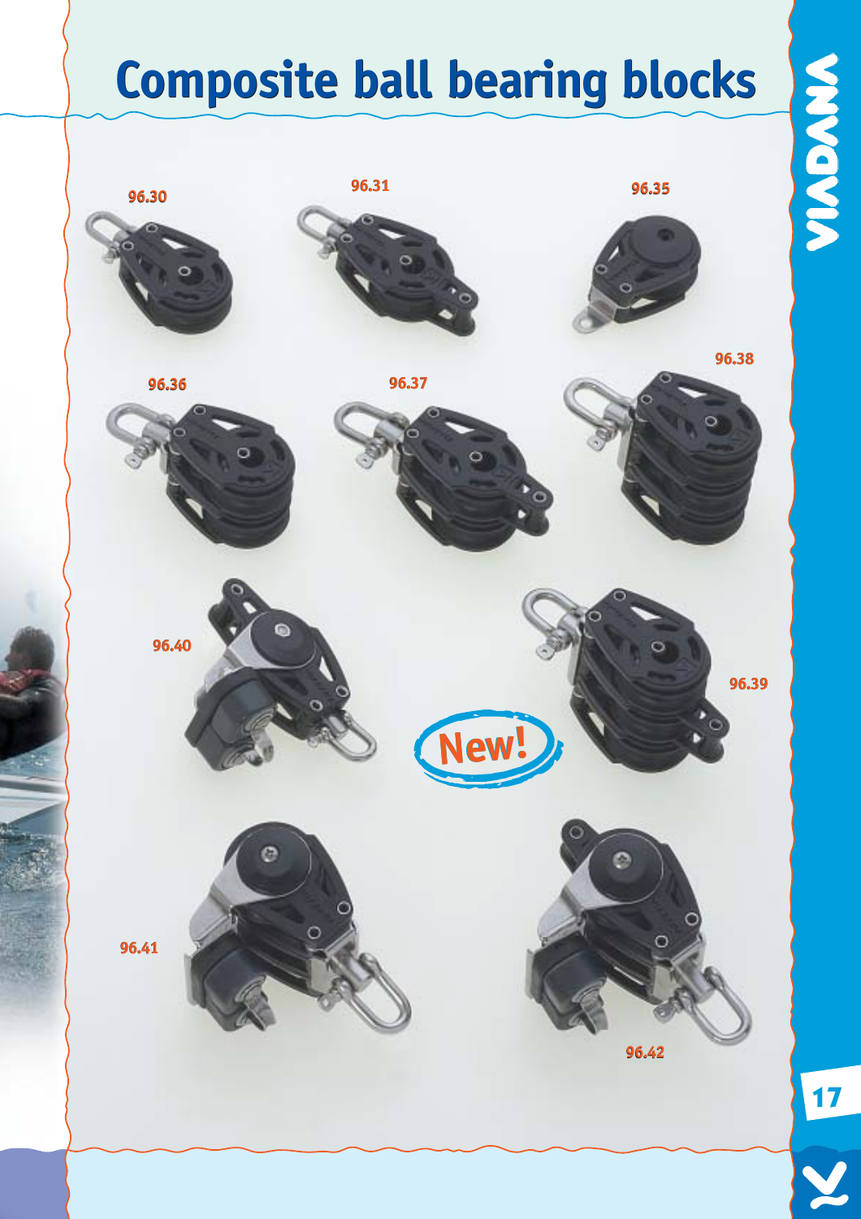# Composite ball bearing blocks

96.30

96.31

96.35

96.36

96.37

96.38

96.40

96.39

New!

96.41

96.42